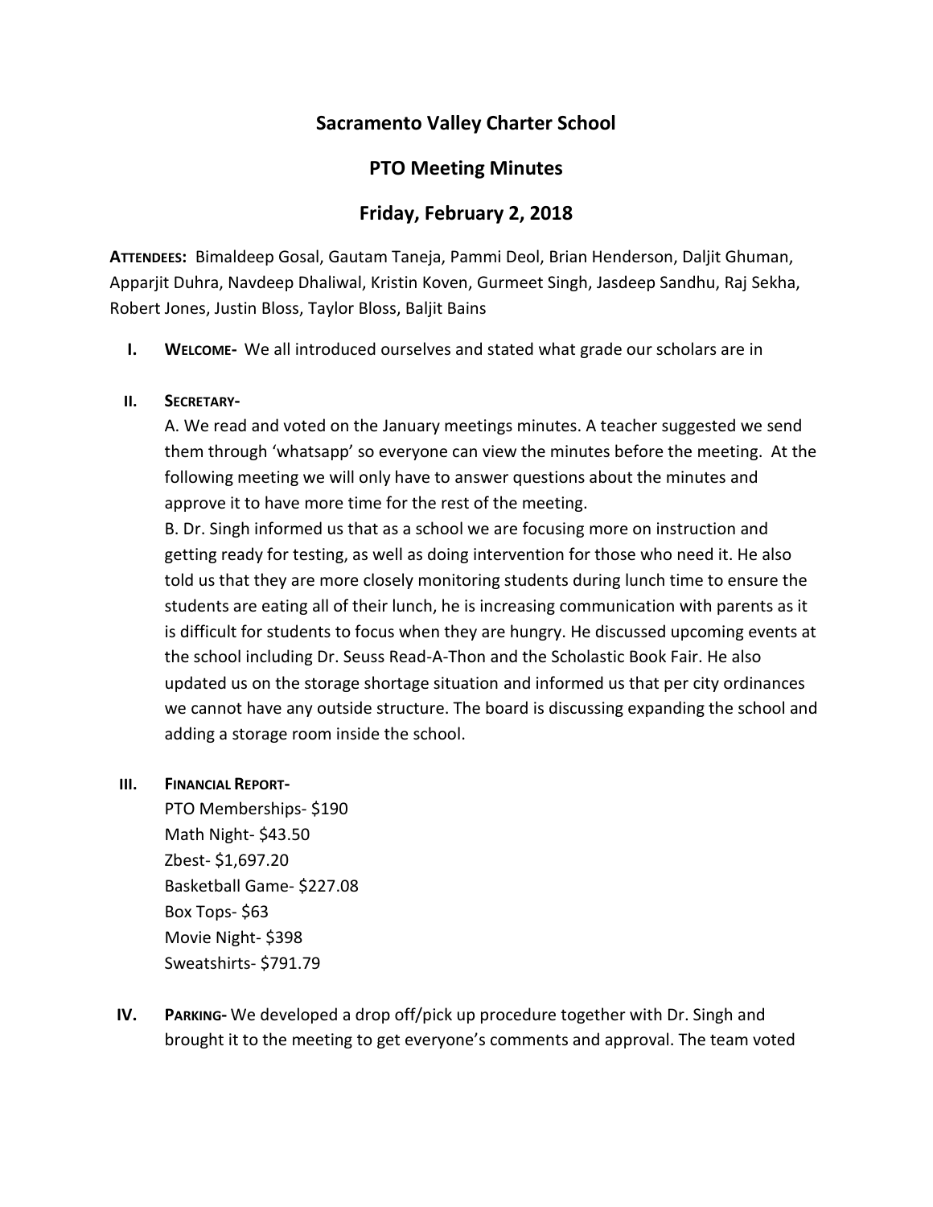# Sacramento Valley Charter School

## PTO Meeting Minutes

## Friday, February 2, 2018

**Attendees:** Bimaldeep Gosal, Gautam Taneja, Pammi Deol, Brian Henderson, Daljit Ghuman, Apparjit Duhra, Navdeep Dhaliwal, Kristin Koven, Gurmeet Singh, Jasdeep Sandhu, Raj Sekha, Robert Jones, Justin Bloss, Taylor Bloss, Baljit Bains

I. **Welcome-** We all introduced ourselves and stated what grade our scholars are in

II. **Secretary-**

A. We read and voted on the January meetings minutes. A teacher suggested we send them through 'whatsapp' so everyone can view the minutes before the meeting. At the following meeting we will only have to answer questions about the minutes and approve it to have more time for the rest of the meeting.

B. Dr. Singh informed us that as a school we are focusing more on instruction and getting ready for testing, as well as doing intervention for those who need it. He also told us that they are more closely monitoring students during lunch time to ensure the students are eating all of their lunch, he is increasing communication with parents as it is difficult for students to focus when they are hungry. He discussed upcoming events at the school including Dr. Seuss Read-A-Thon and the Scholastic Book Fair. He also updated us on the storage shortage situation and informed us that per city ordinances we cannot have any outside structure. The board is discussing expanding the school and adding a storage room inside the school.

III. **Financial Report-**

PTO Memberships- $190
Math Night- $43.50
Zbest- $1,697.20
Basketball Game- $227.08
Box Tops- $63
Movie Night- $398
Sweatshirts- $791.79

IV. **Parking-** We developed a drop off/pick up procedure together with Dr. Singh and brought it to the meeting to get everyone's comments and approval. The team voted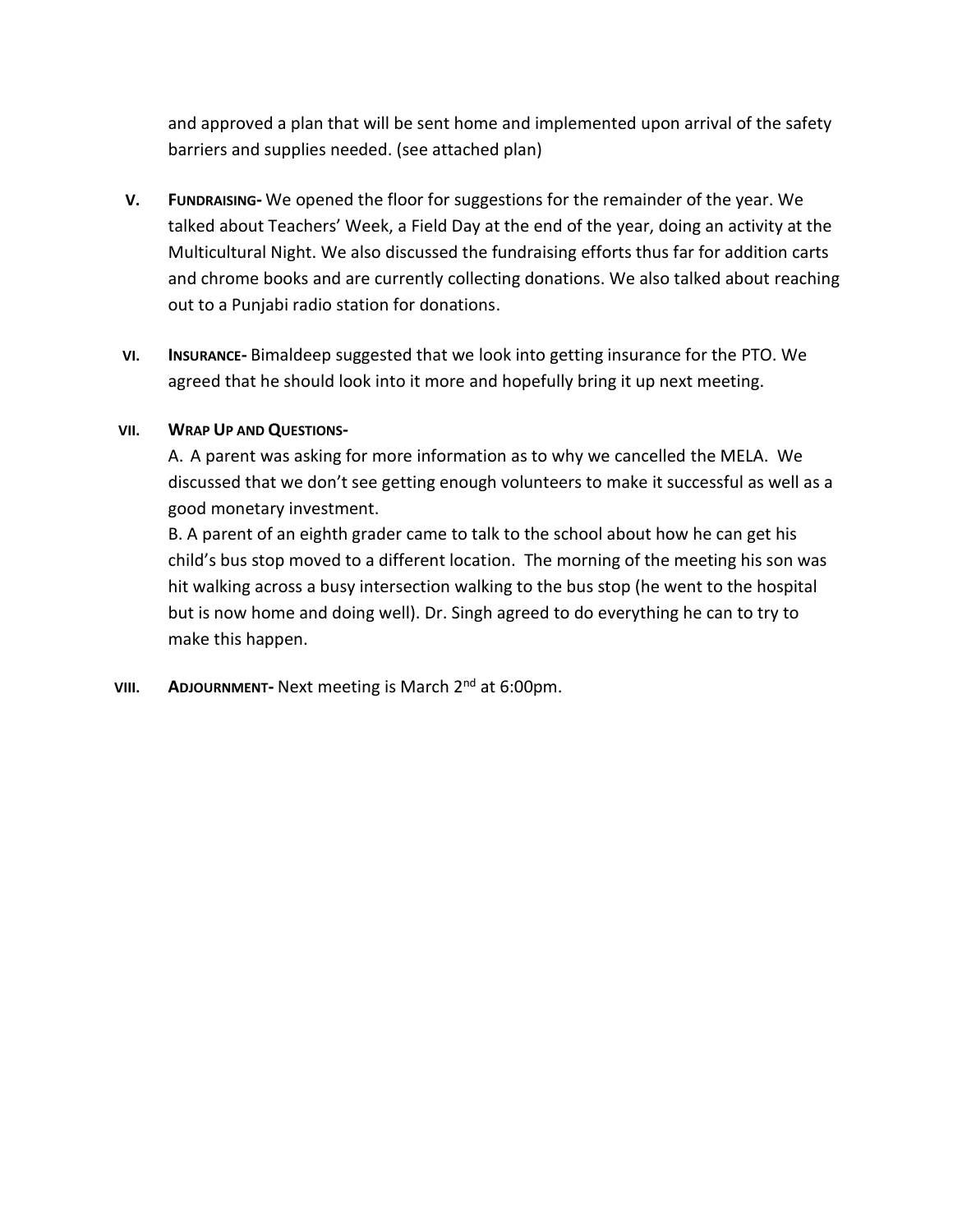and approved a plan that will be sent home and implemented upon arrival of the safety barriers and supplies needed. (see attached plan)

V. **FUNDRAISING-** We opened the floor for suggestions for the remainder of the year. We talked about Teachers' Week, a Field Day at the end of the year, doing an activity at the Multicultural Night. We also discussed the fundraising efforts thus far for addition carts and chrome books and are currently collecting donations. We also talked about reaching out to a Punjabi radio station for donations.

VI. **INSURANCE-** Bimaldeep suggested that we look into getting insurance for the PTO. We agreed that he should look into it more and hopefully bring it up next meeting.

VII. **WRAP UP AND QUESTIONS-**

A. A parent was asking for more information as to why we cancelled the MELA. We discussed that we don't see getting enough volunteers to make it successful as well as a good monetary investment.

B. A parent of an eighth grader came to talk to the school about how he can get his child's bus stop moved to a different location. The morning of the meeting his son was hit walking across a busy intersection walking to the bus stop (he went to the hospital but is now home and doing well). Dr. Singh agreed to do everything he can to try to make this happen.

VIII. **ADJOURNMENT-** Next meeting is March 2nd at 6:00pm.